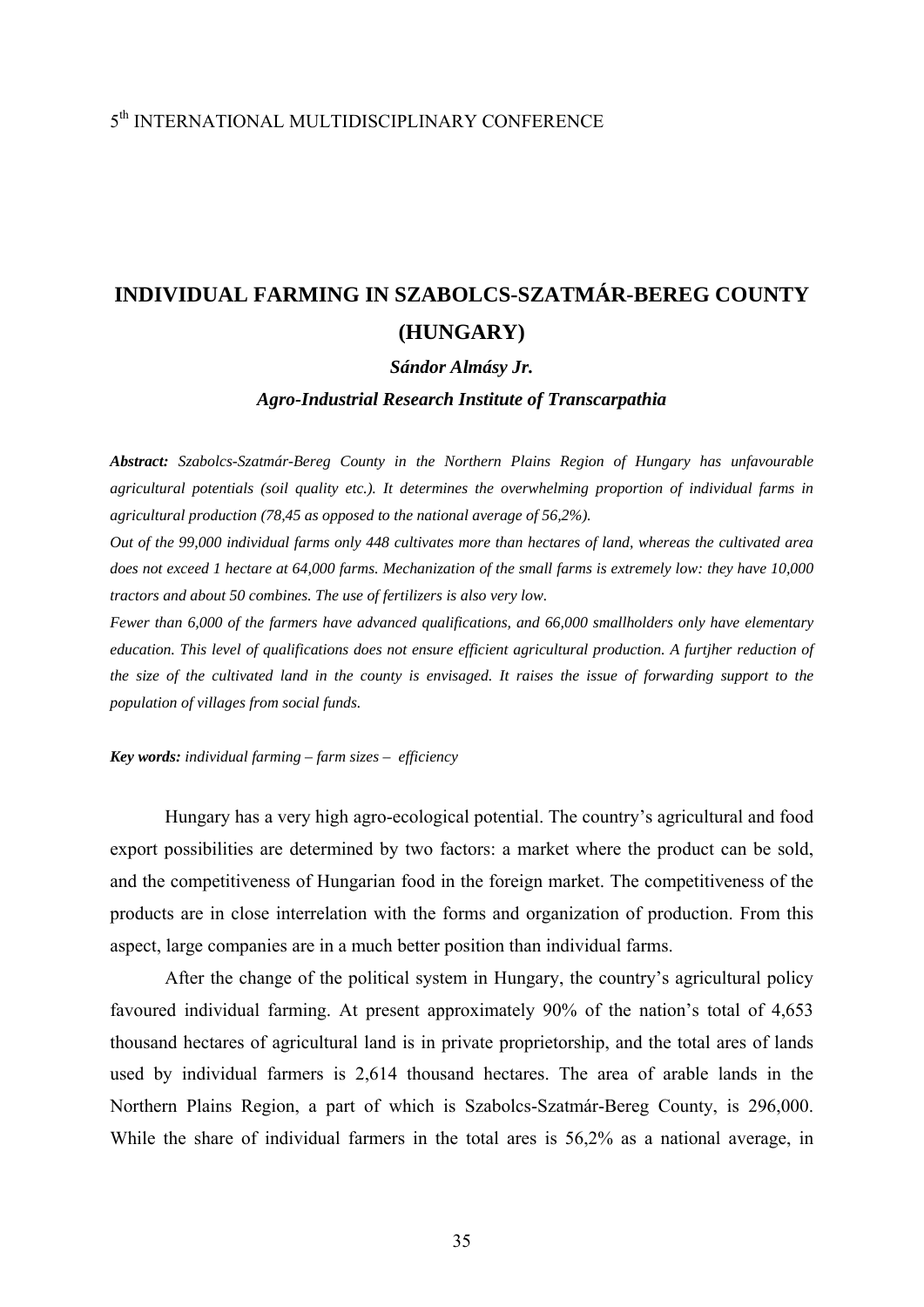5th INTERNATIONAL MULTIDISCIPLINARY CONFERENCE

# INDIVIDUAL FARMING IN SZABOLCS-SZATMÁR-BEREG COUNTY (HUNGARY)

***Sándor Almásy Jr.***

***Agro-Industrial Research Institute of Transcarpathia***

***Abstract:*** *Szabolcs-Szatmár-Bereg County in the Northern Plains Region of Hungary has unfavourable agricultural potentials (soil quality etc.). It determines the overwhelming proportion of individual farms in agricultural production (78,45 as opposed to the national average of 56,2%).*

*Out of the 99,000 individual farms only 448 cultivates more than hectares of land, whereas the cultivated area does not exceed 1 hectare at 64,000 farms. Mechanization of the small farms is extremely low: they have 10,000 tractors and about 50 combines. The use of fertilizers is also very low.*

*Fewer than 6,000 of the farmers have advanced qualifications, and 66,000 smallholders only have elementary education. This level of qualifications does not ensure efficient agricultural production. A furtjher reduction of the size of the cultivated land in the county is envisaged. It raises the issue of forwarding support to the population of villages from social funds.*

***Key words:*** *individual farming – farm sizes – efficiency*

Hungary has a very high agro-ecological potential. The country's agricultural and food export possibilities are determined by two factors: a market where the product can be sold, and the competitiveness of Hungarian food in the foreign market. The competitiveness of the products are in close interrelation with the forms and organization of production. From this aspect, large companies are in a much better position than individual farms.

After the change of the political system in Hungary, the country's agricultural policy favoured individual farming. At present approximately 90% of the nation's total of 4,653 thousand hectares of agricultural land is in private proprietorship, and the total ares of lands used by individual farmers is 2,614 thousand hectares. The area of arable lands in the Northern Plains Region, a part of which is Szabolcs-Szatmár-Bereg County, is 296,000. While the share of individual farmers in the total ares is 56,2% as a national average, in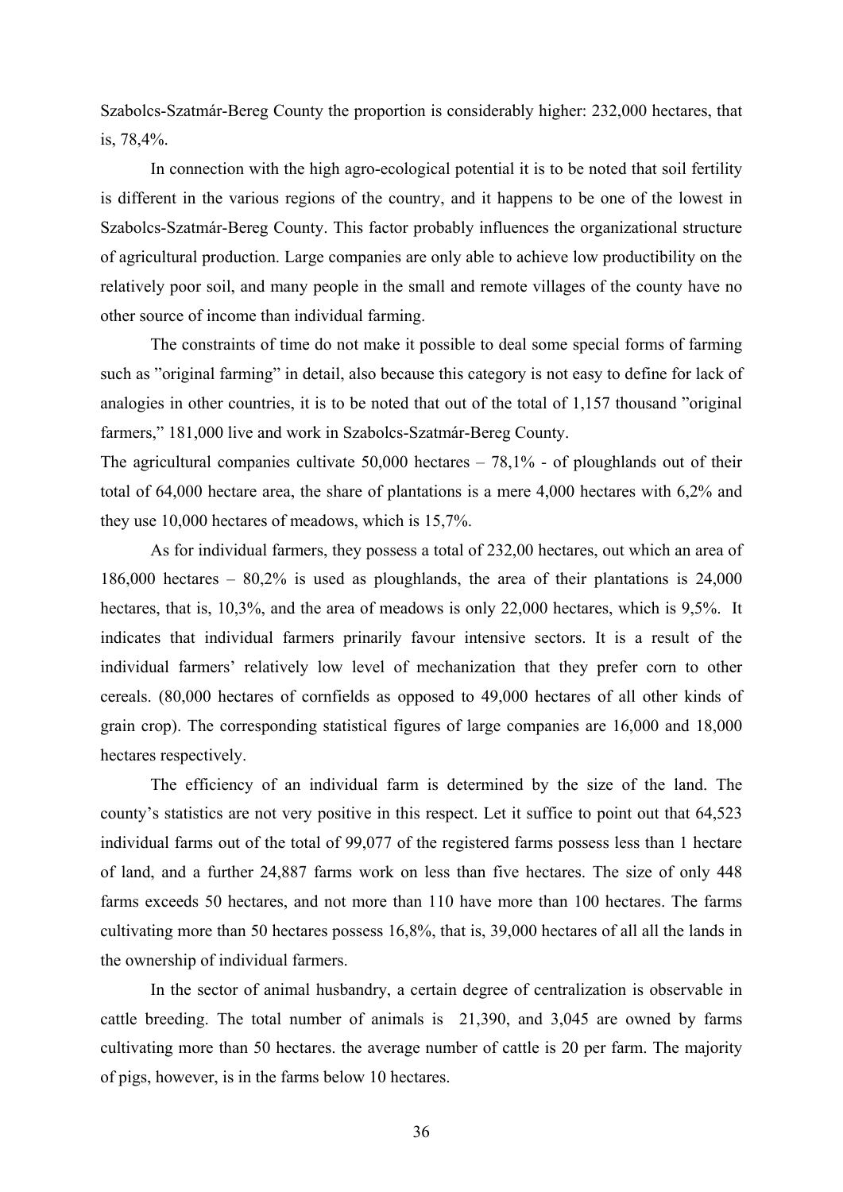Szabolcs-Szatmár-Bereg County the proportion is considerably higher: 232,000 hectares, that is, 78,4%.

In connection with the high agro-ecological potential it is to be noted that soil fertility is different in the various regions of the country, and it happens to be one of the lowest in Szabolcs-Szatmár-Bereg County. This factor probably influences the organizational structure of agricultural production. Large companies are only able to achieve low productibility on the relatively poor soil, and many people in the small and remote villages of the county have no other source of income than individual farming.

The constraints of time do not make it possible to deal some special forms of farming such as "original farming" in detail, also because this category is not easy to define for lack of analogies in other countries, it is to be noted that out of the total of 1,157 thousand "original farmers," 181,000 live and work in Szabolcs-Szatmár-Bereg County.

The agricultural companies cultivate 50,000 hectares – 78,1% - of ploughlands out of their total of 64,000 hectare area, the share of plantations is a mere 4,000 hectares with 6,2% and they use 10,000 hectares of meadows, which is 15,7%.

As for individual farmers, they possess a total of 232,00 hectares, out which an area of 186,000 hectares – 80,2% is used as ploughlands, the area of their plantations is 24,000 hectares, that is, 10,3%, and the area of meadows is only 22,000 hectares, which is 9,5%. It indicates that individual farmers prinarily favour intensive sectors. It is a result of the individual farmers' relatively low level of mechanization that they prefer corn to other cereals. (80,000 hectares of cornfields as opposed to 49,000 hectares of all other kinds of grain crop). The corresponding statistical figures of large companies are 16,000 and 18,000 hectares respectively.

The efficiency of an individual farm is determined by the size of the land. The county's statistics are not very positive in this respect. Let it suffice to point out that 64,523 individual farms out of the total of 99,077 of the registered farms possess less than 1 hectare of land, and a further 24,887 farms work on less than five hectares. The size of only 448 farms exceeds 50 hectares, and not more than 110 have more than 100 hectares. The farms cultivating more than 50 hectares possess 16,8%, that is, 39,000 hectares of all all the lands in the ownership of individual farmers.

In the sector of animal husbandry, a certain degree of centralization is observable in cattle breeding. The total number of animals is 21,390, and 3,045 are owned by farms cultivating more than 50 hectares. the average number of cattle is 20 per farm. The majority of pigs, however, is in the farms below 10 hectares.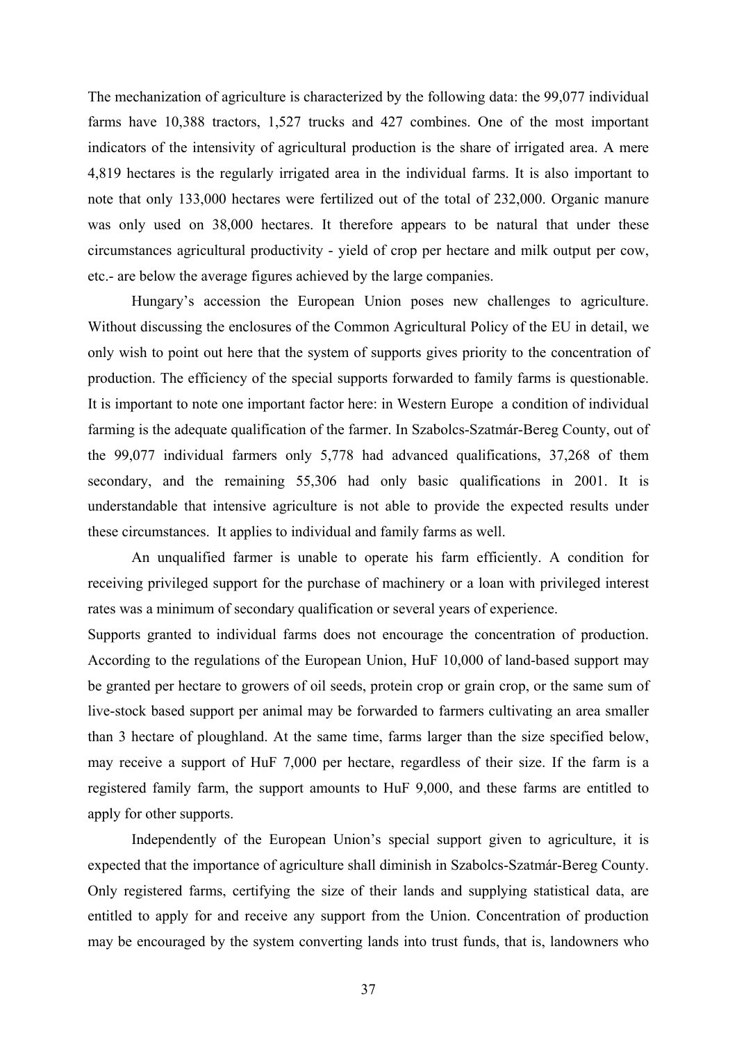The mechanization of agriculture is characterized by the following data: the 99,077 individual farms have 10,388 tractors, 1,527 trucks and 427 combines. One of the most important indicators of the intensivity of agricultural production is the share of irrigated area. A mere 4,819 hectares is the regularly irrigated area in the individual farms. It is also important to note that only 133,000 hectares were fertilized out of the total of 232,000. Organic manure was only used on 38,000 hectares. It therefore appears to be natural that under these circumstances agricultural productivity - yield of crop per hectare and milk output per cow, etc.- are below the average figures achieved by the large companies.

Hungary's accession the European Union poses new challenges to agriculture. Without discussing the enclosures of the Common Agricultural Policy of the EU in detail, we only wish to point out here that the system of supports gives priority to the concentration of production. The efficiency of the special supports forwarded to family farms is questionable. It is important to note one important factor here: in Western Europe a condition of individual farming is the adequate qualification of the farmer. In Szabolcs-Szatmár-Bereg County, out of the 99,077 individual farmers only 5,778 had advanced qualifications, 37,268 of them secondary, and the remaining 55,306 had only basic qualifications in 2001. It is understandable that intensive agriculture is not able to provide the expected results under these circumstances. It applies to individual and family farms as well.

An unqualified farmer is unable to operate his farm efficiently. A condition for receiving privileged support for the purchase of machinery or a loan with privileged interest rates was a minimum of secondary qualification or several years of experience.

Supports granted to individual farms does not encourage the concentration of production. According to the regulations of the European Union, HuF 10,000 of land-based support may be granted per hectare to growers of oil seeds, protein crop or grain crop, or the same sum of live-stock based support per animal may be forwarded to farmers cultivating an area smaller than 3 hectare of ploughland. At the same time, farms larger than the size specified below, may receive a support of HuF 7,000 per hectare, regardless of their size. If the farm is a registered family farm, the support amounts to HuF 9,000, and these farms are entitled to apply for other supports.

Independently of the European Union's special support given to agriculture, it is expected that the importance of agriculture shall diminish in Szabolcs-Szatmár-Bereg County. Only registered farms, certifying the size of their lands and supplying statistical data, are entitled to apply for and receive any support from the Union. Concentration of production may be encouraged by the system converting lands into trust funds, that is, landowners who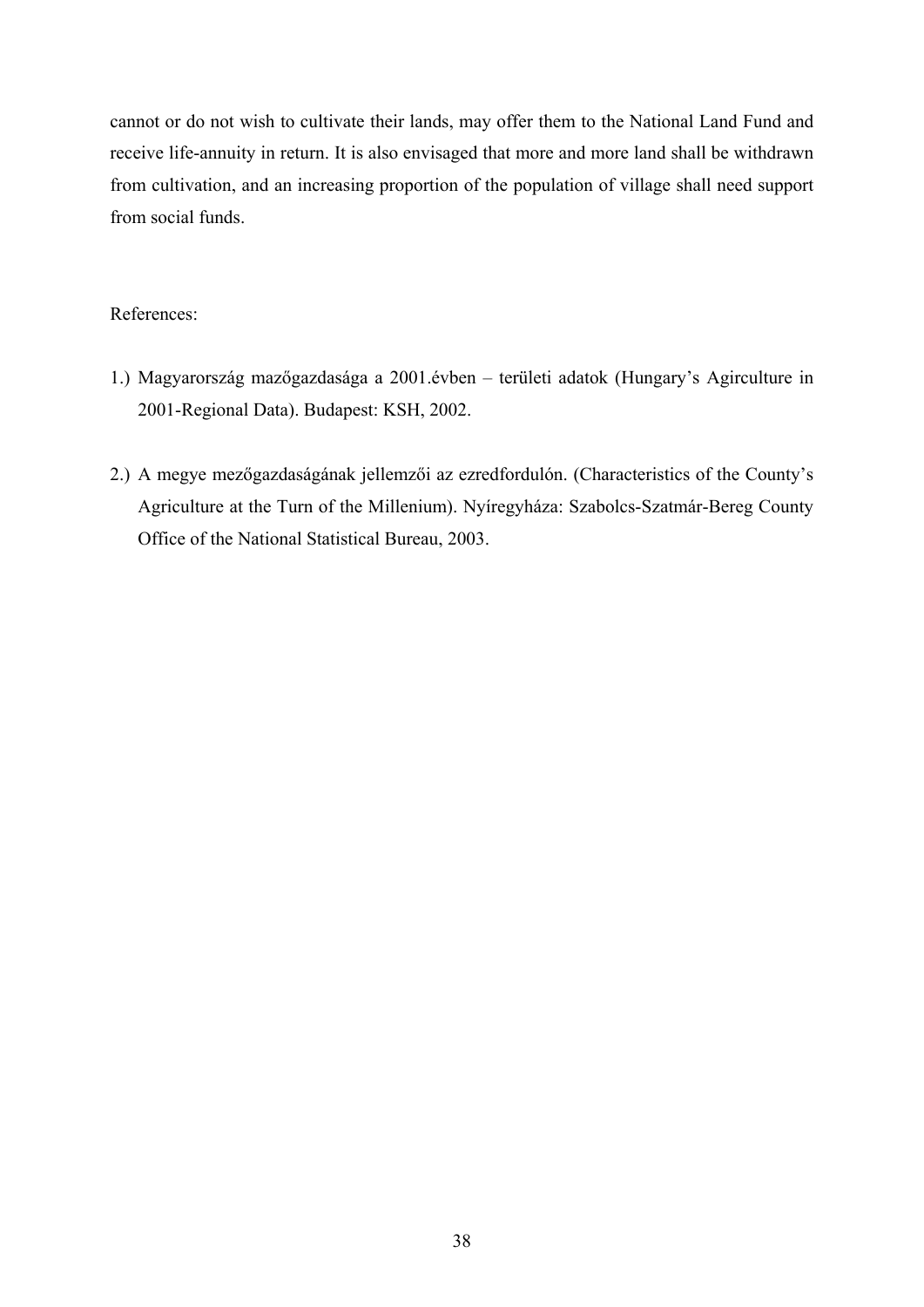cannot or do not wish to cultivate their lands, may offer them to the National Land Fund and receive life-annuity in return. It is also envisaged that more and more land shall be withdrawn from cultivation, and an increasing proportion of the population of village shall need support from social funds.

References:

1.) Magyarország mazőgazdasága a 2001.évben – területi adatok (Hungary's Agirculture in 2001-Regional Data). Budapest: KSH, 2002.

2.) A megye mezőgazdaságának jellemzői az ezredfordulón. (Characteristics of the County's Agriculture at the Turn of the Millenium). Nyíregyháza: Szabolcs-Szatmár-Bereg County Office of the National Statistical Bureau, 2003.